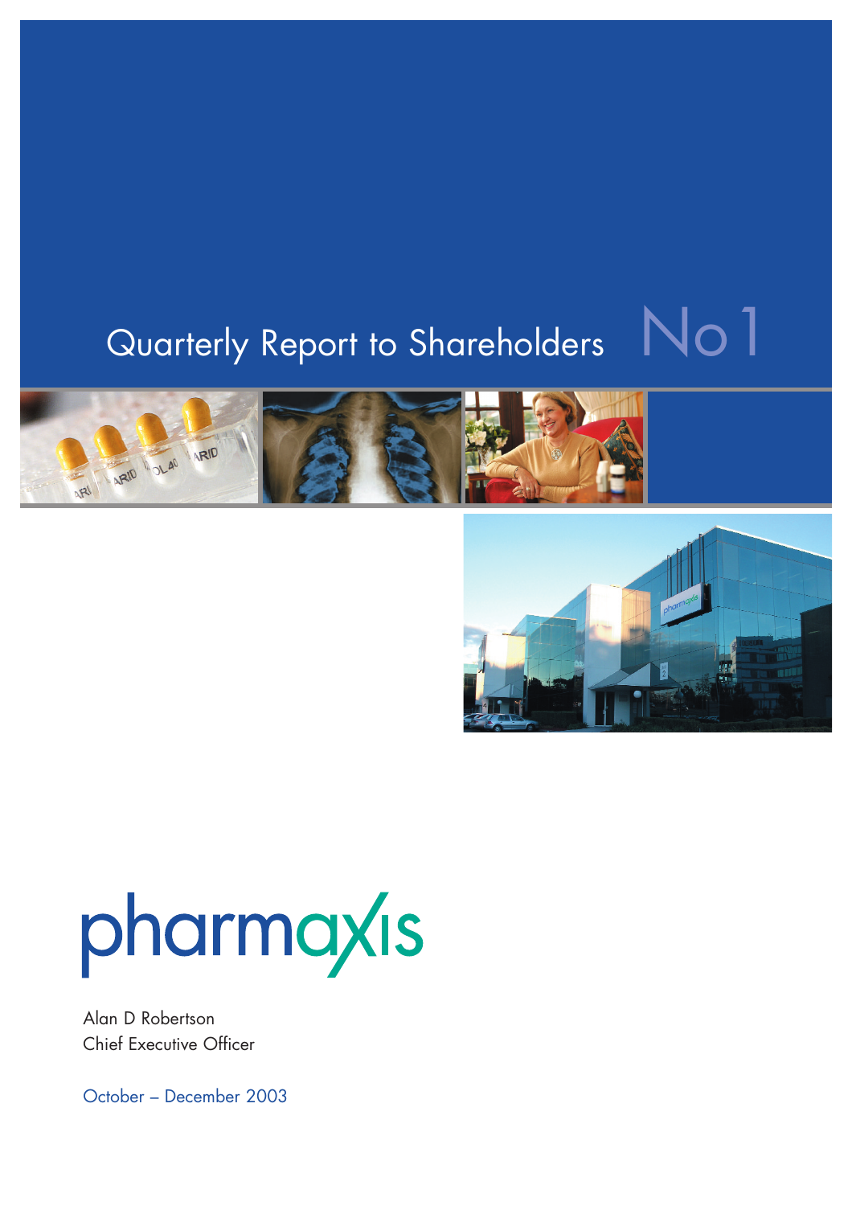# Quarterly Report to Shareholders No 1

pharmaxis

Alan D Robertson
Chief Executive Officer

October – December 2003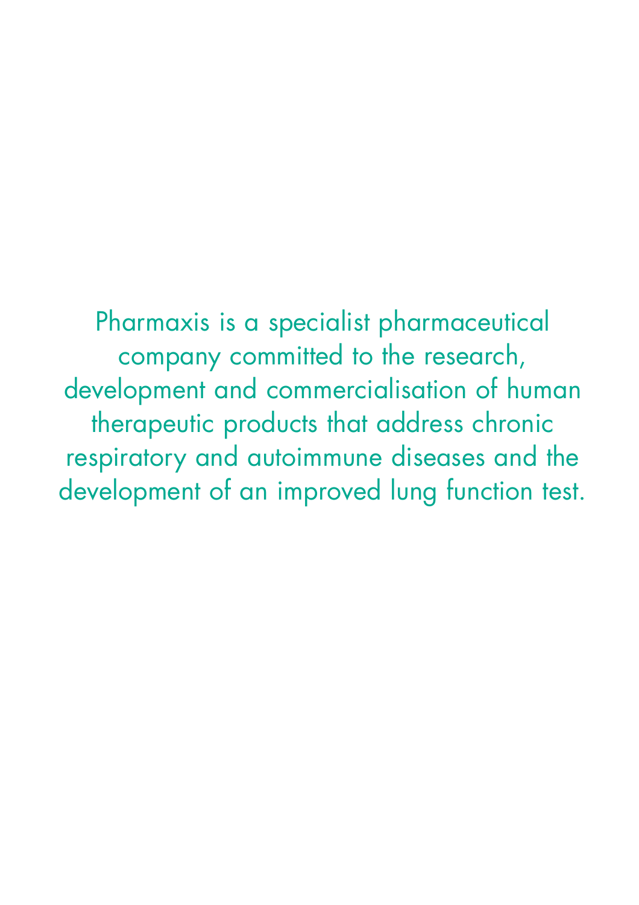Pharmaxis is a specialist pharmaceutical company committed to the research, development and commercialisation of human therapeutic products that address chronic respiratory and autoimmune diseases and the development of an improved lung function test.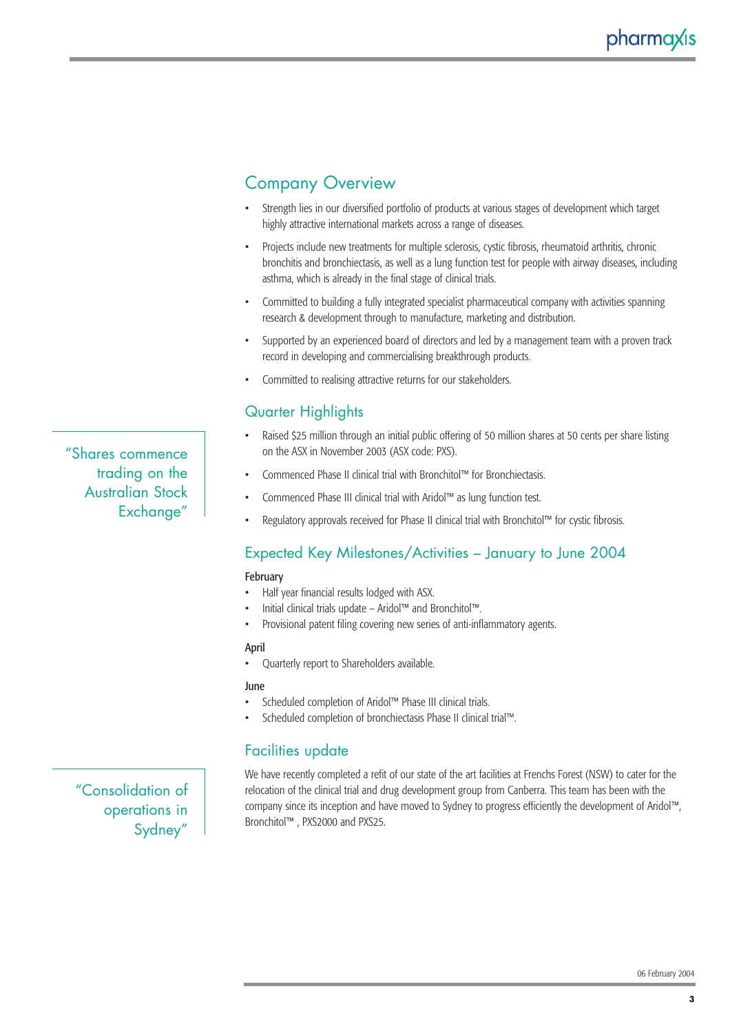## Company Overview

- Strength lies in our diversified portfolio of products at various stages of development which target highly attractive international markets across a range of diseases.
- Projects include new treatments for multiple sclerosis, cystic fibrosis, rheumatoid arthritis, chronic bronchitis and bronchiectasis, as well as a lung function test for people with airway diseases, including asthma, which is already in the final stage of clinical trials.
- Committed to building a fully integrated specialist pharmaceutical company with activities spanning research & development through to manufacture, marketing and distribution.
- Supported by an experienced board of directors and led by a management team with a proven track record in developing and commercialising breakthrough products.
- Committed to realising attractive returns for our stakeholders.

## Quarter Highlights

"Shares commence trading on the Australian Stock Exchange"

- Raised $25 million through an initial public offering of 50 million shares at 50 cents per share listing on the ASX in November 2003 (ASX code: PXS).
- Commenced Phase II clinical trial with Bronchitol™ for Bronchiectasis.
- Commenced Phase III clinical trial with Aridol™ as lung function test.
- Regulatory approvals received for Phase II clinical trial with Bronchitol™ for cystic fibrosis.

## Expected Key Milestones/Activities – January to June 2004

**February**

- Half year financial results lodged with ASX.
- Initial clinical trials update – Aridol™ and Bronchitol™.
- Provisional patent filing covering new series of anti-inflammatory agents.

**April**

- Quarterly report to Shareholders available.

**June**

- Scheduled completion of Aridol™ Phase III clinical trials.
- Scheduled completion of bronchiectasis Phase II clinical trial™.

## Facilities update

"Consolidation of operations in Sydney"

We have recently completed a refit of our state of the art facilities at Frenchs Forest (NSW) to cater for the relocation of the clinical trial and drug development group from Canberra. This team has been with the company since its inception and have moved to Sydney to progress efficiently the development of Aridol™, Bronchitol™ , PXS2000 and PXS25.

06 February 2004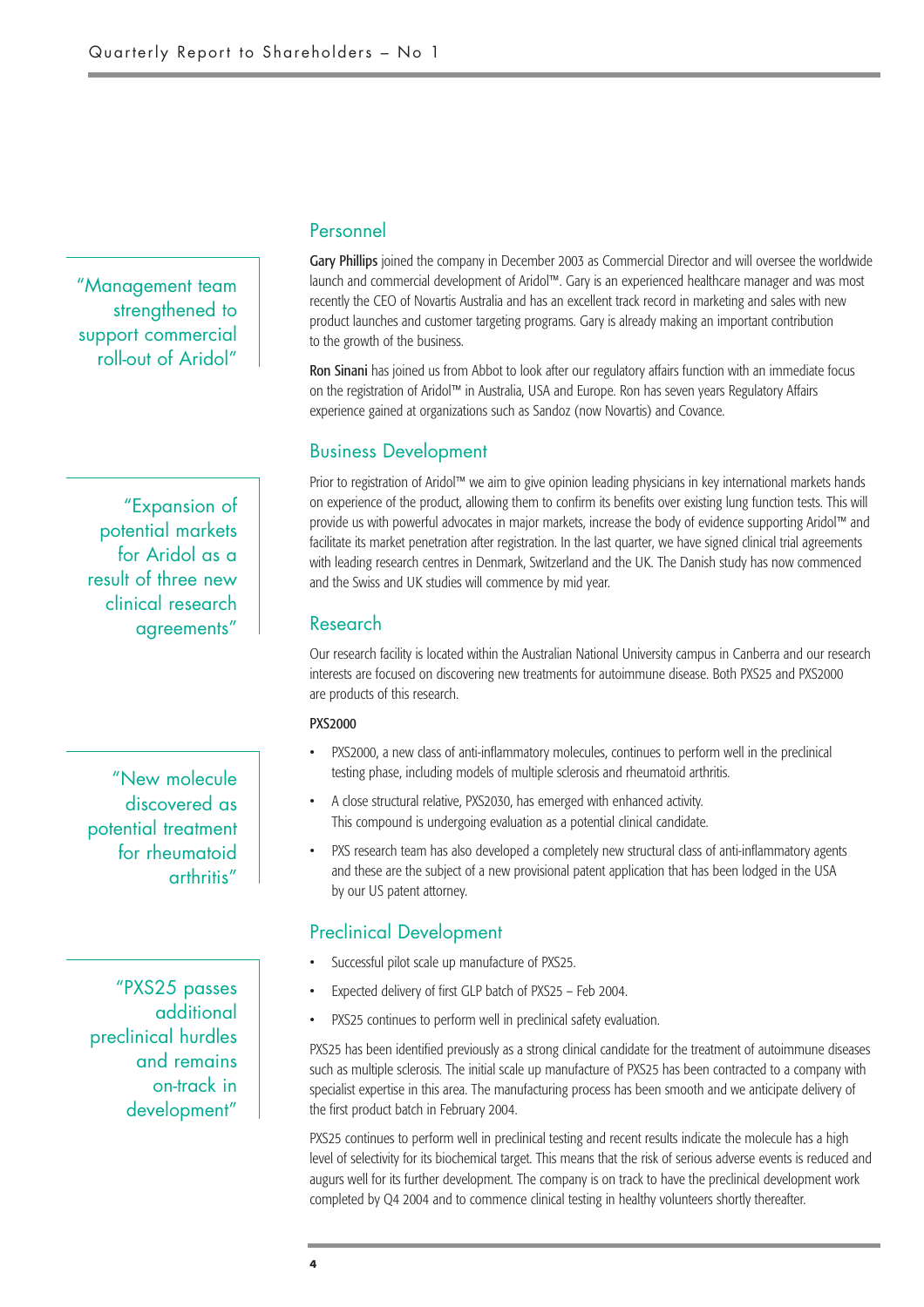## Personnel

> "Management team strengthened to support commercial roll-out of Aridol"

**Gary Phillips** joined the company in December 2003 as Commercial Director and will oversee the worldwide launch and commercial development of Aridol™. Gary is an experienced healthcare manager and was most recently the CEO of Novartis Australia and has an excellent track record in marketing and sales with new product launches and customer targeting programs. Gary is already making an important contribution to the growth of the business.

**Ron Sinani** has joined us from Abbot to look after our regulatory affairs function with an immediate focus on the registration of Aridol™ in Australia, USA and Europe. Ron has seven years Regulatory Affairs experience gained at organizations such as Sandoz (now Novartis) and Covance.

## Business Development

> "Expansion of potential markets for Aridol as a result of three new clinical research agreements"

Prior to registration of Aridol™ we aim to give opinion leading physicians in key international markets hands on experience of the product, allowing them to confirm its benefits over existing lung function tests. This will provide us with powerful advocates in major markets, increase the body of evidence supporting Aridol™ and facilitate its market penetration after registration. In the last quarter, we have signed clinical trial agreements with leading research centres in Denmark, Switzerland and the UK. The Danish study has now commenced and the Swiss and UK studies will commence by mid year.

## Research

Our research facility is located within the Australian National University campus in Canberra and our research interests are focused on discovering new treatments for autoimmune disease. Both PXS25 and PXS2000 are products of this research.

> "New molecule discovered as potential treatment for rheumatoid arthritis"

**PXS2000**

- PXS2000, a new class of anti-inflammatory molecules, continues to perform well in the preclinical testing phase, including models of multiple sclerosis and rheumatoid arthritis.
- A close structural relative, PXS2030, has emerged with enhanced activity. This compound is undergoing evaluation as a potential clinical candidate.
- PXS research team has also developed a completely new structural class of anti-inflammatory agents and these are the subject of a new provisional patent application that has been lodged in the USA by our US patent attorney.

## Preclinical Development

> "PXS25 passes additional preclinical hurdles and remains on-track in development"

- Successful pilot scale up manufacture of PXS25.
- Expected delivery of first GLP batch of PXS25 – Feb 2004.
- PXS25 continues to perform well in preclinical safety evaluation.

PXS25 has been identified previously as a strong clinical candidate for the treatment of autoimmune diseases such as multiple sclerosis. The initial scale up manufacture of PXS25 has been contracted to a company with specialist expertise in this area. The manufacturing process has been smooth and we anticipate delivery of the first product batch in February 2004.

PXS25 continues to perform well in preclinical testing and recent results indicate the molecule has a high level of selectivity for its biochemical target. This means that the risk of serious adverse events is reduced and augurs well for its further development. The company is on track to have the preclinical development work completed by Q4 2004 and to commence clinical testing in healthy volunteers shortly thereafter.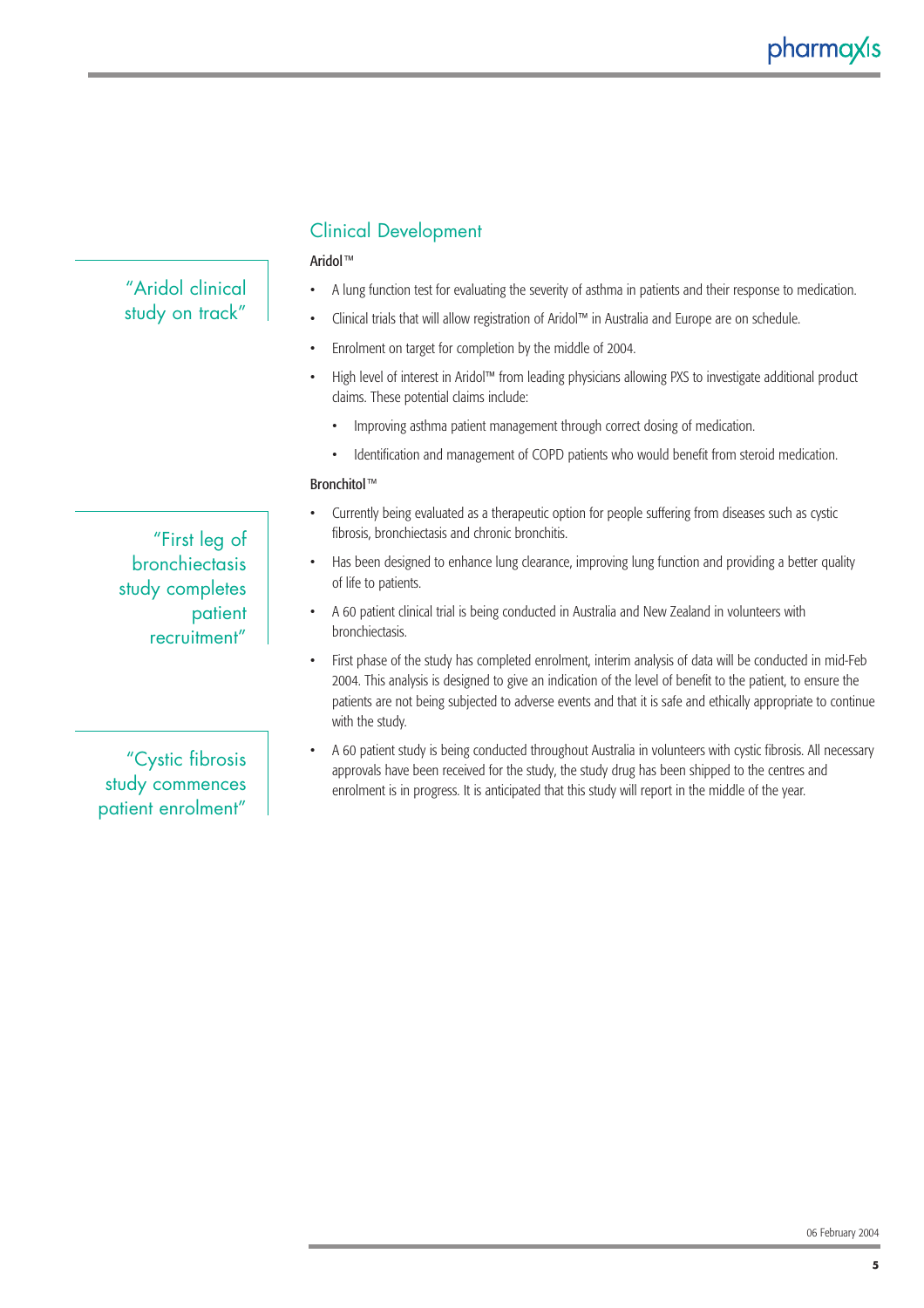## Clinical Development

### Aridol™

> "Aridol clinical study on track"

- A lung function test for evaluating the severity of asthma in patients and their response to medication.
- Clinical trials that will allow registration of Aridol™ in Australia and Europe are on schedule.
- Enrolment on target for completion by the middle of 2004.
- High level of interest in Aridol™ from leading physicians allowing PXS to investigate additional product claims. These potential claims include:
  - Improving asthma patient management through correct dosing of medication.
  - Identification and management of COPD patients who would benefit from steroid medication.

### Bronchitol™

> "First leg of bronchiectasis study completes patient recruitment"

- Currently being evaluated as a therapeutic option for people suffering from diseases such as cystic fibrosis, bronchiectasis and chronic bronchitis.
- Has been designed to enhance lung clearance, improving lung function and providing a better quality of life to patients.
- A 60 patient clinical trial is being conducted in Australia and New Zealand in volunteers with bronchiectasis.
- First phase of the study has completed enrolment, interim analysis of data will be conducted in mid-Feb 2004. This analysis is designed to give an indication of the level of benefit to the patient, to ensure the patients are not being subjected to adverse events and that it is safe and ethically appropriate to continue with the study.

> "Cystic fibrosis study commences patient enrolment"

- A 60 patient study is being conducted throughout Australia in volunteers with cystic fibrosis. All necessary approvals have been received for the study, the study drug has been shipped to the centres and enrolment is in progress. It is anticipated that this study will report in the middle of the year.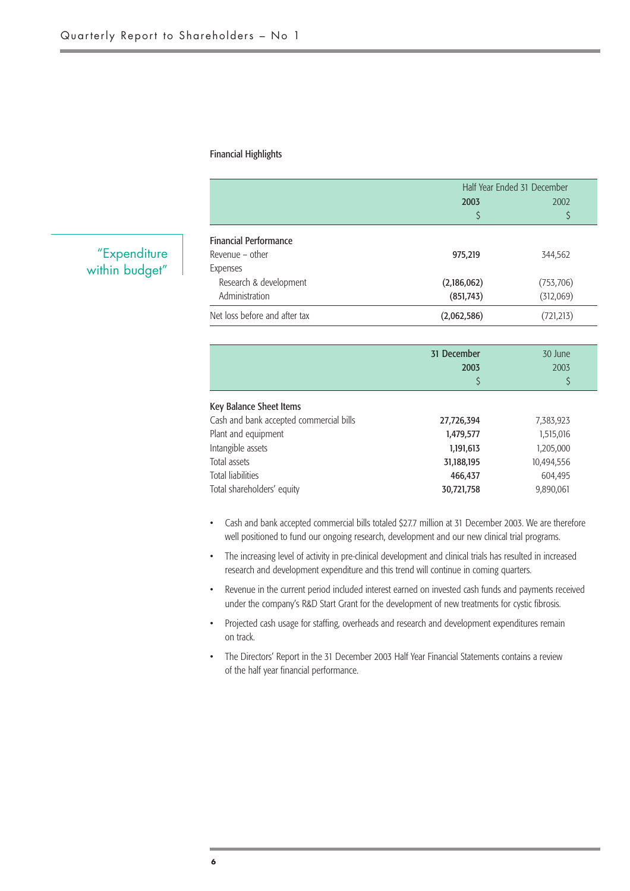"Expenditure within budget"

## Financial Highlights

| | Half Year Ended 31 December | |
|---|---|---|
| | **2003** | 2002 |
| | $ | $ |
| **Financial Performance** | | |
| Revenue – other | **975,219** | 344,562 |
| Expenses | | |
| Research & development | **(2,186,062)** | (753,706) |
| Administration | **(851,743)** | (312,069) |
| Net loss before and after tax | **(2,062,586)** | (721,213) |

| | **31 December 2003** | 30 June 2003 |
|---|---|---|
| | $ | $ |
| **Key Balance Sheet Items** | | |
| Cash and bank accepted commercial bills | **27,726,394** | 7,383,923 |
| Plant and equipment | **1,479,577** | 1,515,016 |
| Intangible assets | **1,191,613** | 1,205,000 |
| Total assets | **31,188,195** | 10,494,556 |
| Total liabilities | **466,437** | 604,495 |
| Total shareholders' equity | **30,721,758** | 9,890,061 |

- Cash and bank accepted commercial bills totaled $27.7 million at 31 December 2003. We are therefore well positioned to fund our ongoing research, development and our new clinical trial programs.
- The increasing level of activity in pre-clinical development and clinical trials has resulted in increased research and development expenditure and this trend will continue in coming quarters.
- Revenue in the current period included interest earned on invested cash funds and payments received under the company's R&D Start Grant for the development of new treatments for cystic fibrosis.
- Projected cash usage for staffing, overheads and research and development expenditures remain on track.
- The Directors' Report in the 31 December 2003 Half Year Financial Statements contains a review of the half year financial performance.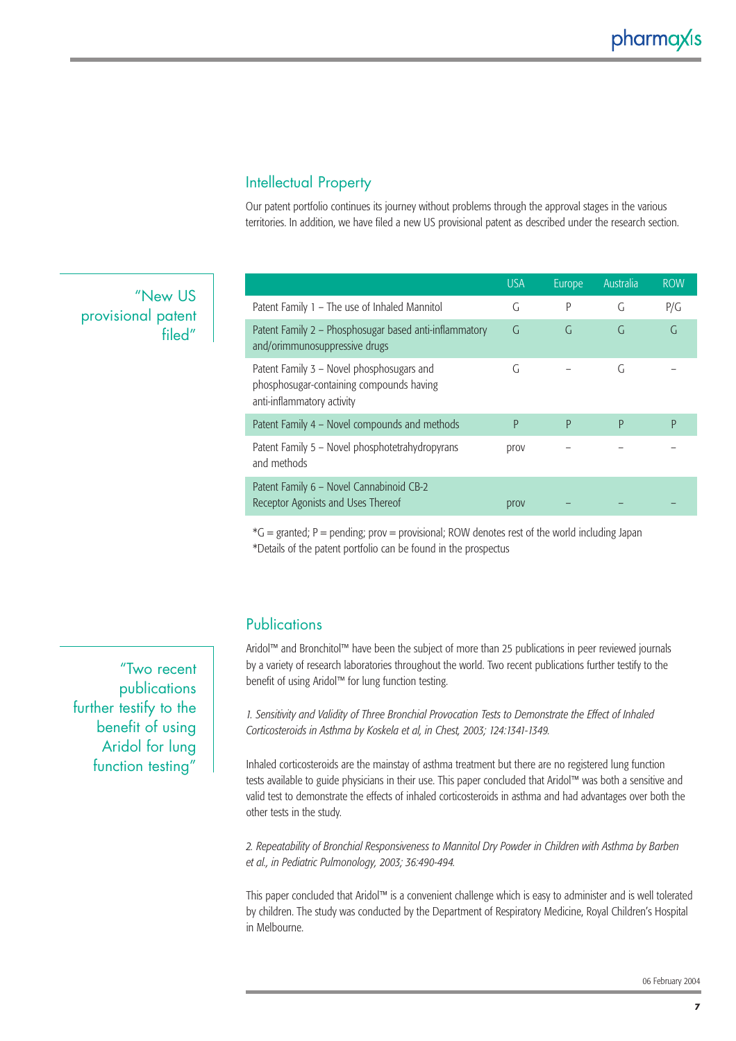## Intellectual Property

Our patent portfolio continues its journey without problems through the approval stages in the various territories. In addition, we have filed a new US provisional patent as described under the research section.

"New US provisional patent filed"

| | USA | Europe | Australia | ROW |
|---|---|---|---|---|
| Patent Family 1 – The use of Inhaled Mannitol | G | P | G | P/G |
| Patent Family 2 – Phosphosugar based anti-inflammatory and/orimmunosuppressive drugs | G | G | G | G |
| Patent Family 3 – Novel phosphosugars and phosphosugar-containing compounds having anti-inflammatory activity | G | – | G | – |
| Patent Family 4 – Novel compounds and methods | P | P | P | P |
| Patent Family 5 – Novel phosphotetrahydropyrans and methods | prov | – | – | – |
| Patent Family 6 – Novel Cannabinoid CB-2 Receptor Agonists and Uses Thereof | prov | – | – | – |

*G = granted; P = pending; prov = provisional; ROW denotes rest of the world including Japan
*Details of the patent portfolio can be found in the prospectus

## Publications

"Two recent publications further testify to the benefit of using Aridol for lung function testing"

Aridol™ and Bronchitol™ have been the subject of more than 25 publications in peer reviewed journals by a variety of research laboratories throughout the world. Two recent publications further testify to the benefit of using Aridol™ for lung function testing.

*1. Sensitivity and Validity of Three Bronchial Provocation Tests to Demonstrate the Effect of Inhaled Corticosteroids in Asthma by Koskela et al, in Chest, 2003; 124:1341-1349.*

Inhaled corticosteroids are the mainstay of asthma treatment but there are no registered lung function tests available to guide physicians in their use. This paper concluded that Aridol™ was both a sensitive and valid test to demonstrate the effects of inhaled corticosteroids in asthma and had advantages over both the other tests in the study.

*2. Repeatability of Bronchial Responsiveness to Mannitol Dry Powder in Children with Asthma by Barben et al., in Pediatric Pulmonology, 2003; 36:490-494.*

This paper concluded that Aridol™ is a convenient challenge which is easy to administer and is well tolerated by children. The study was conducted by the Department of Respiratory Medicine, Royal Children's Hospital in Melbourne.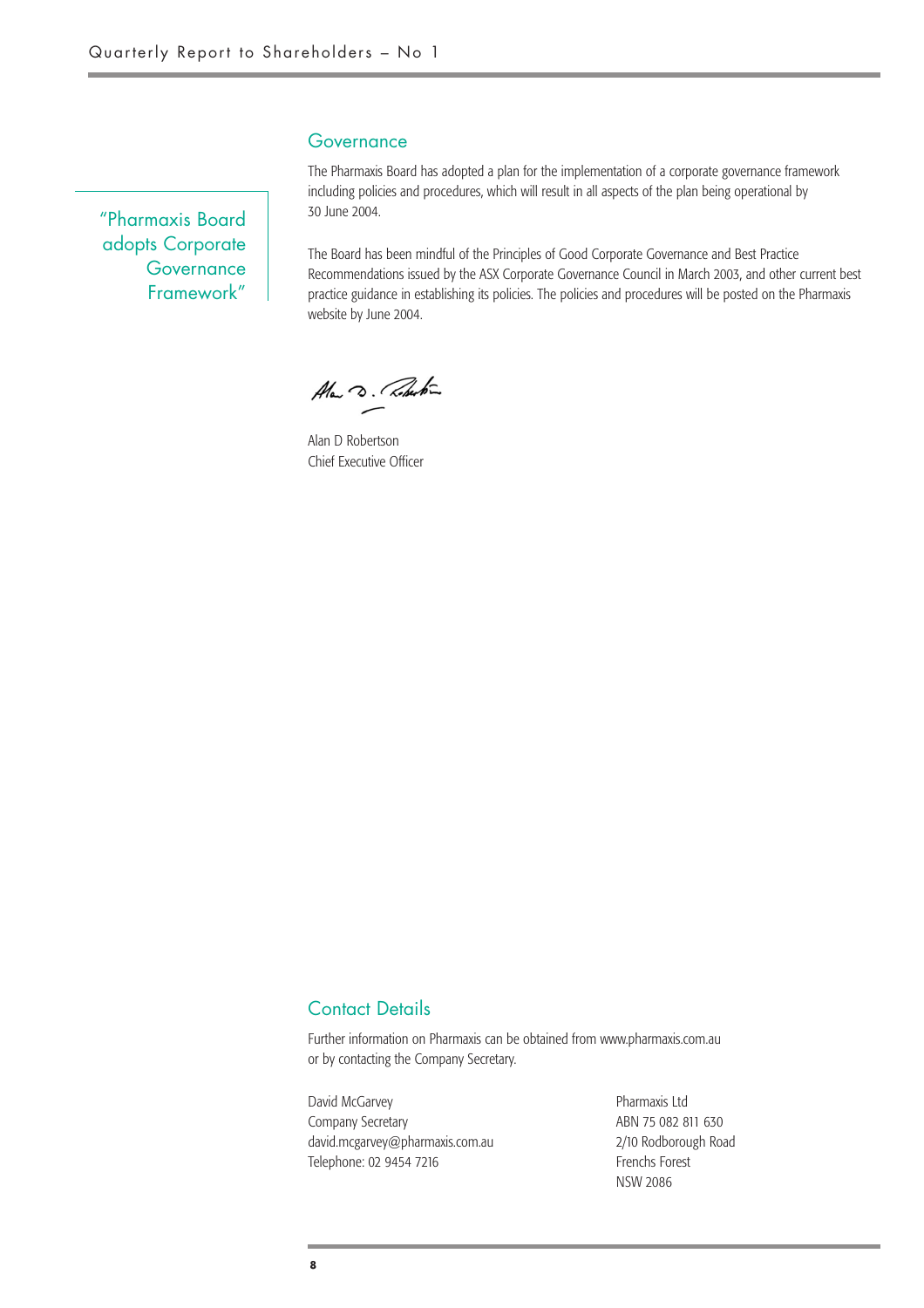## Governance

"Pharmaxis Board adopts Corporate Governance Framework"

The Pharmaxis Board has adopted a plan for the implementation of a corporate governance framework including policies and procedures, which will result in all aspects of the plan being operational by 30 June 2004.

The Board has been mindful of the Principles of Good Corporate Governance and Best Practice Recommendations issued by the ASX Corporate Governance Council in March 2003, and other current best practice guidance in establishing its policies. The policies and procedures will be posted on the Pharmaxis website by June 2004.

Alan D Robertson
Chief Executive Officer

## Contact Details

Further information on Pharmaxis can be obtained from www.pharmaxis.com.au or by contacting the Company Secretary.

David McGarvey
Company Secretary
david.mcgarvey@pharmaxis.com.au
Telephone: 02 9454 7216

Pharmaxis Ltd
ABN 75 082 811 630
2/10 Rodborough Road
Frenchs Forest
NSW 2086